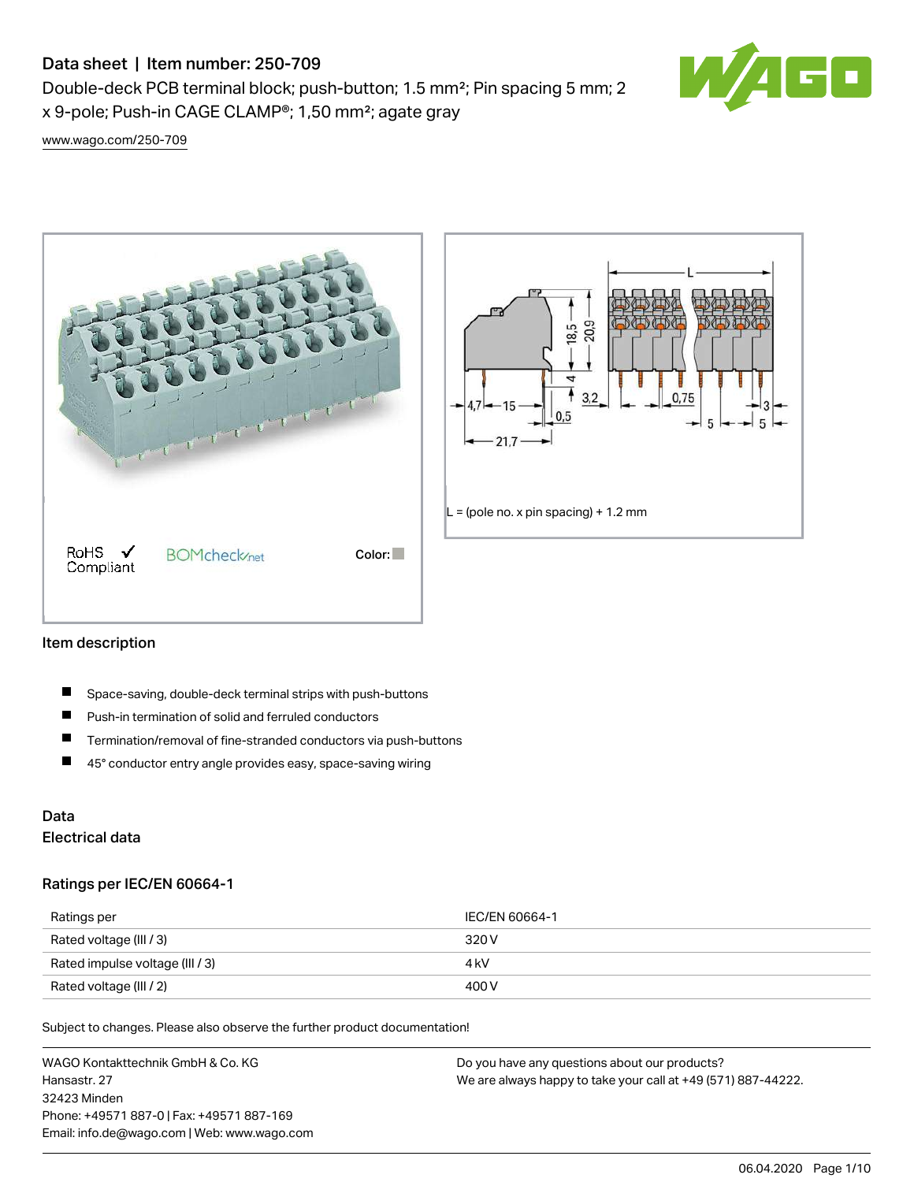# Data sheet | Item number: 250-709

Double-deck PCB terminal block; push-button; 1.5 mm²; Pin spacing 5 mm; 2 x 9-pole; Push-in CAGE CLAMP®; 1,50 mm²; agate gray

www.wago.com/250-709

RoHS ✓ Compliant

BOMcheck.net

Color:

L = (pole no. x pin spacing) + 1.2 mm

## Item description

- Space-saving, double-deck terminal strips with push-buttons
- Push-in termination of solid and ferruled conductors
- Termination/removal of fine-stranded conductors via push-buttons
- 45° conductor entry angle provides easy, space-saving wiring

## Data

### Electrical data

#### Ratings per IEC/EN 60664-1

| Ratings per | IEC/EN 60664-1 |
|---|---|
| Rated voltage (III / 3) | 320 V |
| Rated impulse voltage (III / 3) | 4 kV |
| Rated voltage (III / 2) | 400 V |

Subject to changes. Please also observe the further product documentation!

WAGO Kontakttechnik GmbH & Co. KG
Hansastr. 27
32423 Minden
Phone: +49571 887-0 | Fax: +49571 887-169
Email: info.de@wago.com | Web: www.wago.com

Do you have any questions about our products?
We are always happy to take your call at +49 (571) 887-44222.

06.04.2020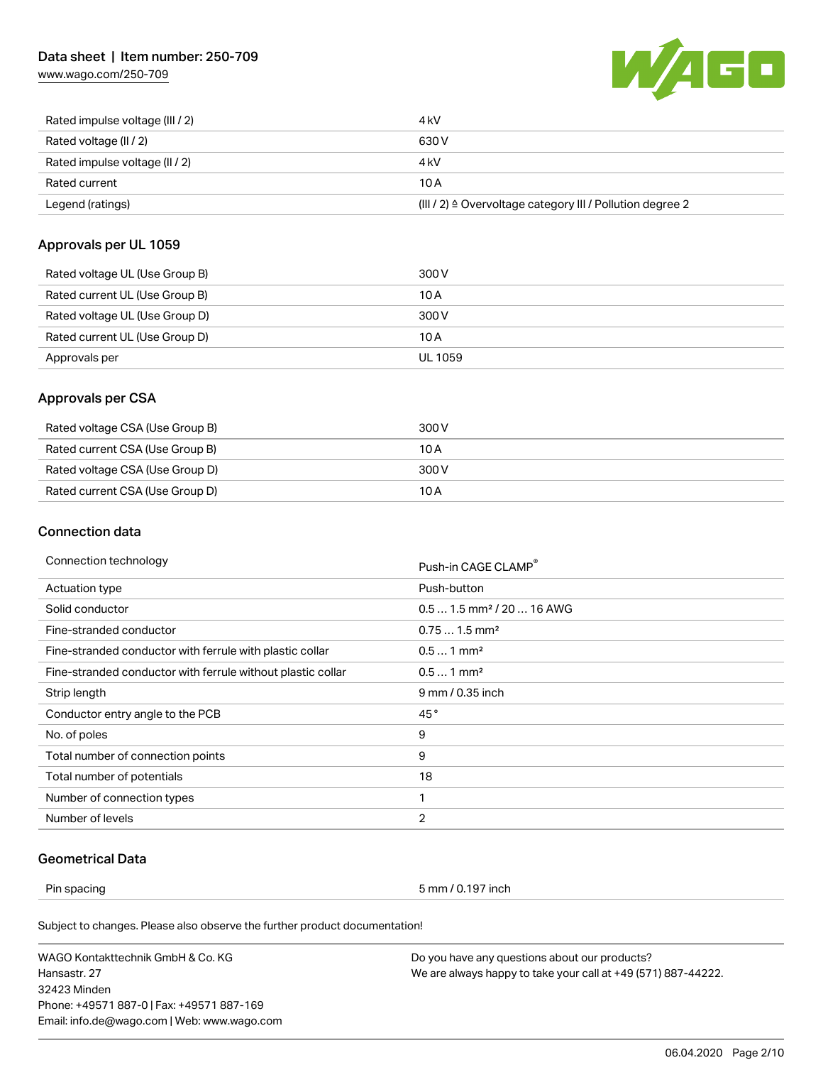| | |
|---|---|
| Rated impulse voltage (III / 2) | 4 kV |
| Rated voltage (II / 2) | 630 V |
| Rated impulse voltage (II / 2) | 4 kV |
| Rated current | 10 A |
| Legend (ratings) | (III / 2) ≙ Overvoltage category III / Pollution degree 2 |

## Approvals per UL 1059

| | |
|---|---|
| Rated voltage UL (Use Group B) | 300 V |
| Rated current UL (Use Group B) | 10 A |
| Rated voltage UL (Use Group D) | 300 V |
| Rated current UL (Use Group D) | 10 A |
| Approvals per | UL 1059 |

## Approvals per CSA

| | |
|---|---|
| Rated voltage CSA (Use Group B) | 300 V |
| Rated current CSA (Use Group B) | 10 A |
| Rated voltage CSA (Use Group D) | 300 V |
| Rated current CSA (Use Group D) | 10 A |

## Connection data

| | |
|---|---|
| Connection technology | Push-in CAGE CLAMP® |
| Actuation type | Push-button |
| Solid conductor | 0.5 … 1.5 mm² / 20 … 16 AWG |
| Fine-stranded conductor | 0.75 … 1.5 mm² |
| Fine-stranded conductor with ferrule with plastic collar | 0.5 … 1 mm² |
| Fine-stranded conductor with ferrule without plastic collar | 0.5 … 1 mm² |
| Strip length | 9 mm / 0.35 inch |
| Conductor entry angle to the PCB | 45 ° |
| No. of poles | 9 |
| Total number of connection points | 9 |
| Total number of potentials | 18 |
| Number of connection types | 1 |
| Number of levels | 2 |

## Geometrical Data

| | |
|---|---|
| Pin spacing | 5 mm / 0.197 inch |

Subject to changes. Please also observe the further product documentation!

WAGO Kontakttechnik GmbH & Co. KG
Hansastr. 27
32423 Minden
Phone: +49571 887-0 | Fax: +49571 887-169
Email: info.de@wago.com | Web: www.wago.com

Do you have any questions about our products?
We are always happy to take your call at +49 (571) 887-44222.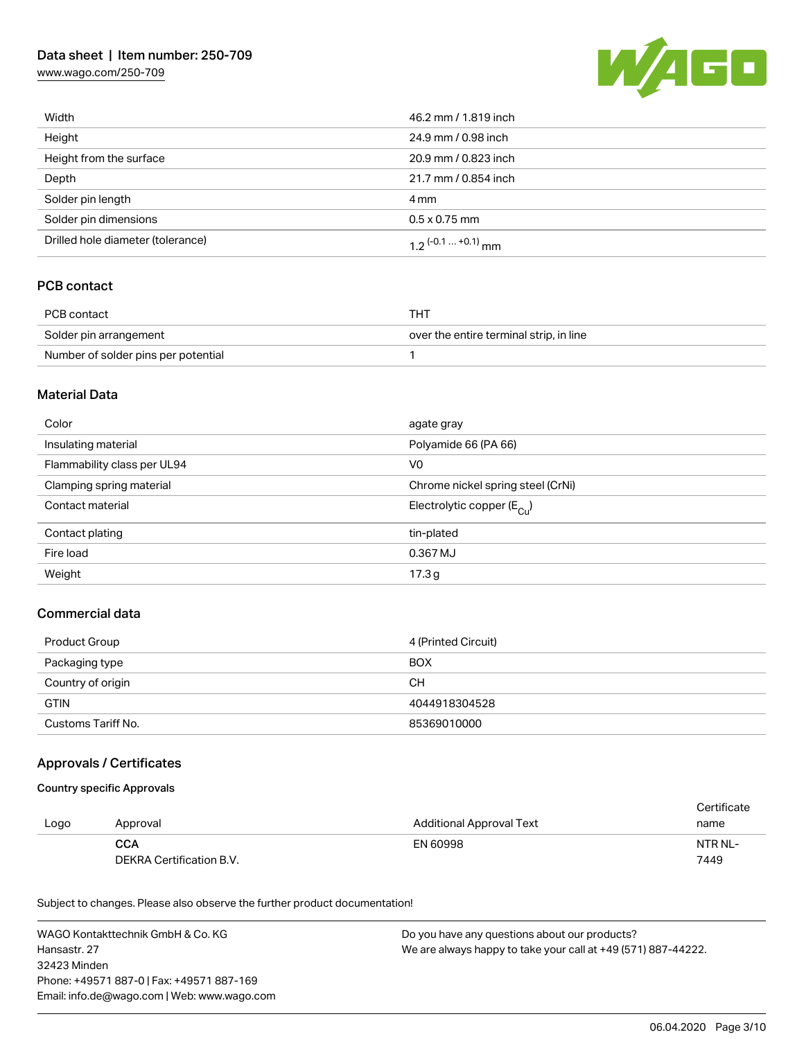| | |
|---|---|
| Width | 46.2 mm / 1.819 inch |
| Height | 24.9 mm / 0.98 inch |
| Height from the surface | 20.9 mm / 0.823 inch |
| Depth | 21.7 mm / 0.854 inch |
| Solder pin length | 4 mm |
| Solder pin dimensions | 0.5 x 0.75 mm |
| Drilled hole diameter (tolerance) | $1.2^{(-0.1 \dots +0.1)}$ mm |

## PCB contact

| | |
|---|---|
| PCB contact | THT |
| Solder pin arrangement | over the entire terminal strip, in line |
| Number of solder pins per potential | 1 |

## Material Data

| | |
|---|---|
| Color | agate gray |
| Insulating material | Polyamide 66 (PA 66) |
| Flammability class per UL94 | V0 |
| Clamping spring material | Chrome nickel spring steel (CrNi) |
| Contact material | Electrolytic copper ($E_{Cu}$) |
| Contact plating | tin-plated |
| Fire load | 0.367 MJ |
| Weight | 17.3 g |

## Commercial data

| | |
|---|---|
| Product Group | 4 (Printed Circuit) |
| Packaging type | BOX |
| Country of origin | CH |
| GTIN | 4044918304528 |
| Customs Tariff No. | 85369010000 |

## Approvals / Certificates

### Country specific Approvals

| Logo | Approval | Additional Approval Text | Certificate name |
|---|---|---|---|
| | **CCA** DEKRA Certification B.V. | EN 60998 | NTR NL-7449 |

Subject to changes. Please also observe the further product documentation!

WAGO Kontakttechnik GmbH & Co. KG
Hansastr. 27
32423 Minden
Phone: +49571 887-0 | Fax: +49571 887-169
Email: info.de@wago.com | Web: www.wago.com

Do you have any questions about our products?
We are always happy to take your call at +49 (571) 887-44222.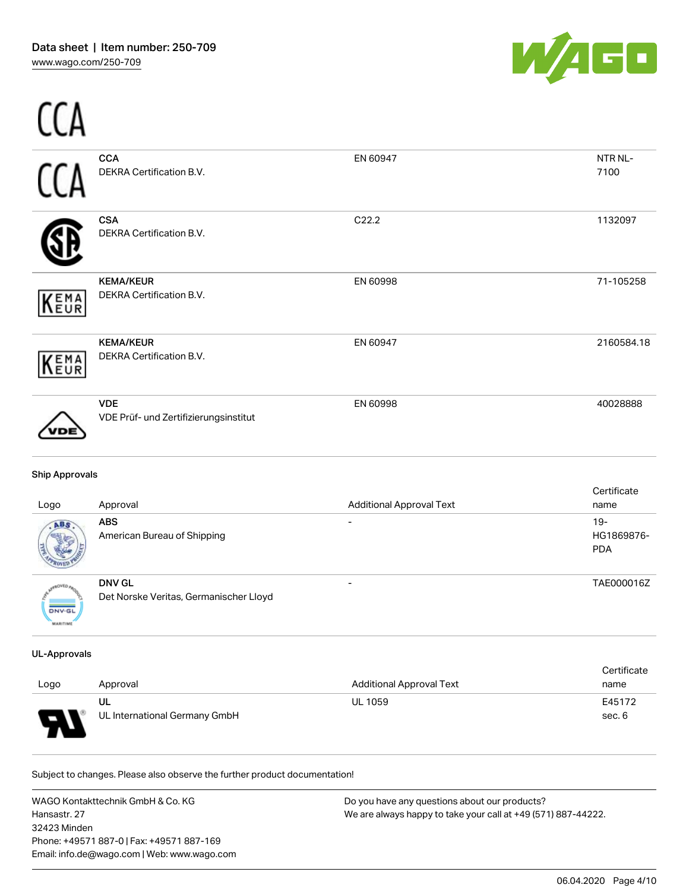| Logo | Approval | Additional Approval Text | Certificate name |
|---|---|---|---|
| CCA | **CCA**<br>DEKRA Certification B.V. | EN 60947 | NTR NL-7100 |
| | **CSA**<br>DEKRA Certification B.V. | C22.2 | 1132097 |
| | **KEMA/KEUR**<br>DEKRA Certification B.V. | EN 60998 | 71-105258 |
| | **KEMA/KEUR**<br>DEKRA Certification B.V. | EN 60947 | 2160584.18 |
| | **VDE**<br>VDE Prüf- und Zertifizierungsinstitut | EN 60998 | 40028888 |

**Ship Approvals**

| Logo | Approval | Additional Approval Text | Certificate name |
|---|---|---|---|
| | **ABS**<br>American Bureau of Shipping | - | 19-HG1869876-PDA |
| | **DNV GL**<br>Det Norske Veritas, Germanischer Lloyd | - | TAE000016Z |

**UL-Approvals**

| Logo | Approval | Additional Approval Text | Certificate name |
|---|---|---|---|
| | **UL**<br>UL International Germany GmbH | UL 1059 | E45172 sec. 6 |

Subject to changes. Please also observe the further product documentation!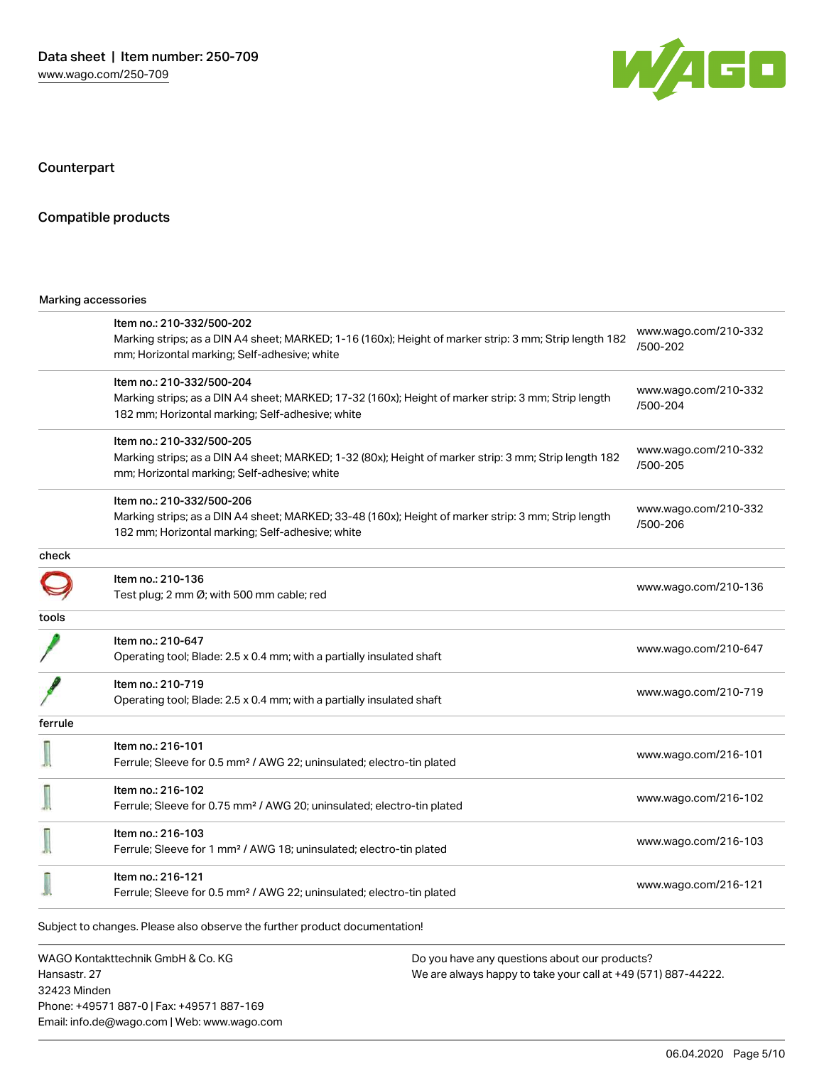## Counterpart

## Compatible products

### Marking accessories

| Item | Link |
| --- | --- |
| Item no.: 210-332/500-202<br>Marking strips; as a DIN A4 sheet; MARKED; 1-16 (160x); Height of marker strip: 3 mm; Strip length 182 mm; Horizontal marking; Self-adhesive; white | www.wago.com/210-332/500-202 |
| Item no.: 210-332/500-204<br>Marking strips; as a DIN A4 sheet; MARKED; 17-32 (160x); Height of marker strip: 3 mm; Strip length 182 mm; Horizontal marking; Self-adhesive; white | www.wago.com/210-332/500-204 |
| Item no.: 210-332/500-205<br>Marking strips; as a DIN A4 sheet; MARKED; 1-32 (80x); Height of marker strip: 3 mm; Strip length 182 mm; Horizontal marking; Self-adhesive; white | www.wago.com/210-332/500-205 |
| Item no.: 210-332/500-206<br>Marking strips; as a DIN A4 sheet; MARKED; 33-48 (160x); Height of marker strip: 3 mm; Strip length 182 mm; Horizontal marking; Self-adhesive; white | www.wago.com/210-332/500-206 |

### check

| Item | Link |
| --- | --- |
| Item no.: 210-136<br>Test plug; 2 mm Ø; with 500 mm cable; red | www.wago.com/210-136 |

### tools

| Item | Link |
| --- | --- |
| Item no.: 210-647<br>Operating tool; Blade: 2.5 x 0.4 mm; with a partially insulated shaft | www.wago.com/210-647 |
| Item no.: 210-719<br>Operating tool; Blade: 2.5 x 0.4 mm; with a partially insulated shaft | www.wago.com/210-719 |

### ferrule

| Item | Link |
| --- | --- |
| Item no.: 216-101<br>Ferrule; Sleeve for 0.5 mm² / AWG 22; uninsulated; electro-tin plated | www.wago.com/216-101 |
| Item no.: 216-102<br>Ferrule; Sleeve for 0.75 mm² / AWG 20; uninsulated; electro-tin plated | www.wago.com/216-102 |
| Item no.: 216-103<br>Ferrule; Sleeve for 1 mm² / AWG 18; uninsulated; electro-tin plated | www.wago.com/216-103 |
| Item no.: 216-121<br>Ferrule; Sleeve for 0.5 mm² / AWG 22; uninsulated; electro-tin plated | www.wago.com/216-121 |

Subject to changes. Please also observe the further product documentation!

WAGO Kontakttechnik GmbH & Co. KG
Hansastr. 27
32423 Minden
Phone: +49571 887-0 | Fax: +49571 887-169
Email: info.de@wago.com | Web: www.wago.com

Do you have any questions about our products?
We are always happy to take your call at +49 (571) 887-44222.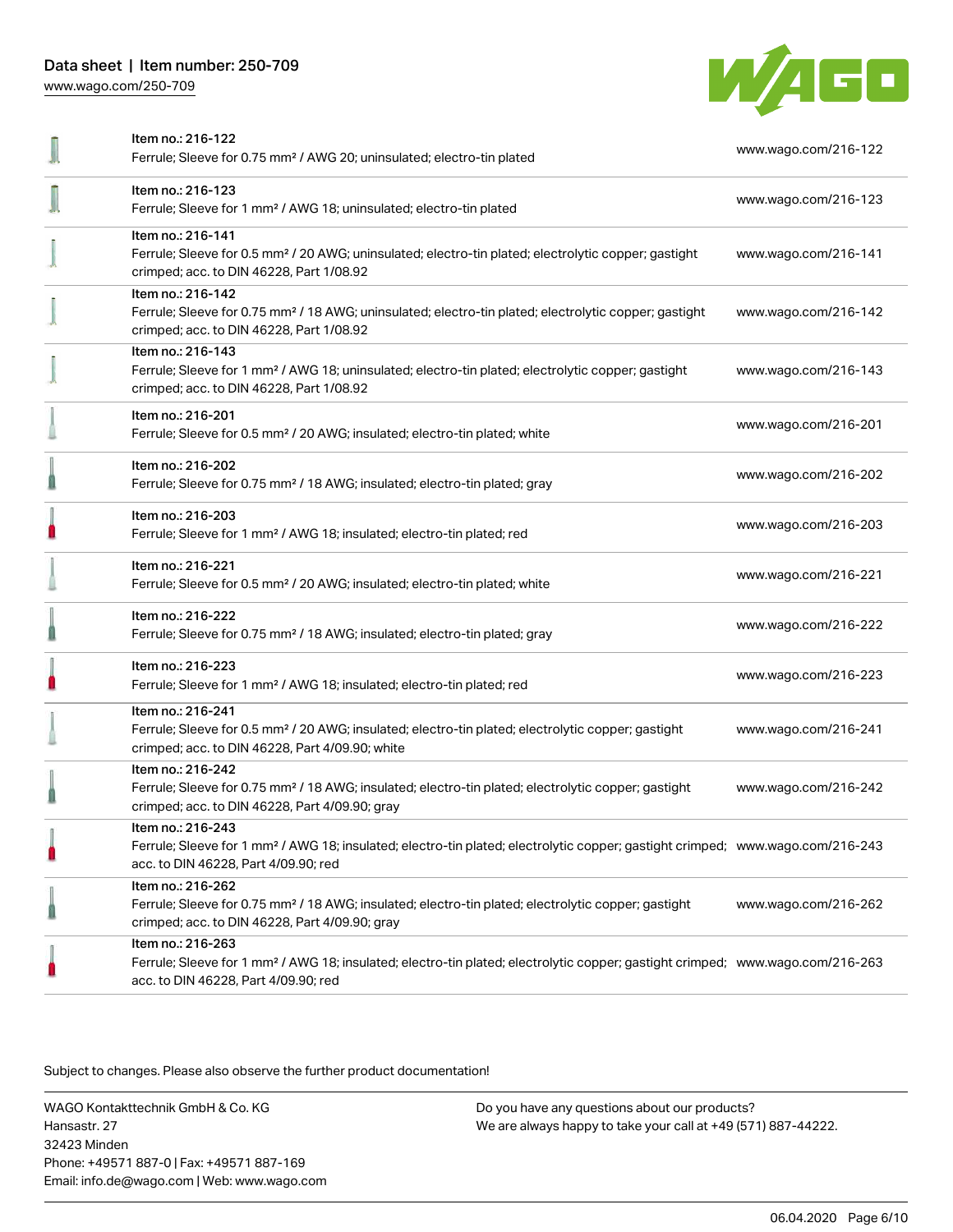| Item | Description | Link |
|---|---|---|
| Item no.: 216-122 | Ferrule; Sleeve for 0.75 mm² / AWG 20; uninsulated; electro-tin plated | www.wago.com/216-122 |
| Item no.: 216-123 | Ferrule; Sleeve for 1 mm² / AWG 18; uninsulated; electro-tin plated | www.wago.com/216-123 |
| Item no.: 216-141 | Ferrule; Sleeve for 0.5 mm² / 20 AWG; uninsulated; electro-tin plated; electrolytic copper; gastight crimped; acc. to DIN 46228, Part 1/08.92 | www.wago.com/216-141 |
| Item no.: 216-142 | Ferrule; Sleeve for 0.75 mm² / 18 AWG; uninsulated; electro-tin plated; electrolytic copper; gastight crimped; acc. to DIN 46228, Part 1/08.92 | www.wago.com/216-142 |
| Item no.: 216-143 | Ferrule; Sleeve for 1 mm² / AWG 18; uninsulated; electro-tin plated; electrolytic copper; gastight crimped; acc. to DIN 46228, Part 1/08.92 | www.wago.com/216-143 |
| Item no.: 216-201 | Ferrule; Sleeve for 0.5 mm² / 20 AWG; insulated; electro-tin plated; white | www.wago.com/216-201 |
| Item no.: 216-202 | Ferrule; Sleeve for 0.75 mm² / 18 AWG; insulated; electro-tin plated; gray | www.wago.com/216-202 |
| Item no.: 216-203 | Ferrule; Sleeve for 1 mm² / AWG 18; insulated; electro-tin plated; red | www.wago.com/216-203 |
| Item no.: 216-221 | Ferrule; Sleeve for 0.5 mm² / 20 AWG; insulated; electro-tin plated; white | www.wago.com/216-221 |
| Item no.: 216-222 | Ferrule; Sleeve for 0.75 mm² / 18 AWG; insulated; electro-tin plated; gray | www.wago.com/216-222 |
| Item no.: 216-223 | Ferrule; Sleeve for 1 mm² / AWG 18; insulated; electro-tin plated; red | www.wago.com/216-223 |
| Item no.: 216-241 | Ferrule; Sleeve for 0.5 mm² / 20 AWG; insulated; electro-tin plated; electrolytic copper; gastight crimped; acc. to DIN 46228, Part 4/09.90; white | www.wago.com/216-241 |
| Item no.: 216-242 | Ferrule; Sleeve for 0.75 mm² / 18 AWG; insulated; electro-tin plated; electrolytic copper; gastight crimped; acc. to DIN 46228, Part 4/09.90; gray | www.wago.com/216-242 |
| Item no.: 216-243 | Ferrule; Sleeve for 1 mm² / AWG 18; insulated; electro-tin plated; electrolytic copper; gastight crimped; acc. to DIN 46228, Part 4/09.90; red | www.wago.com/216-243 |
| Item no.: 216-262 | Ferrule; Sleeve for 0.75 mm² / 18 AWG; insulated; electro-tin plated; electrolytic copper; gastight crimped; acc. to DIN 46228, Part 4/09.90; gray | www.wago.com/216-262 |
| Item no.: 216-263 | Ferrule; Sleeve for 1 mm² / AWG 18; insulated; electro-tin plated; electrolytic copper; gastight crimped; acc. to DIN 46228, Part 4/09.90; red | www.wago.com/216-263 |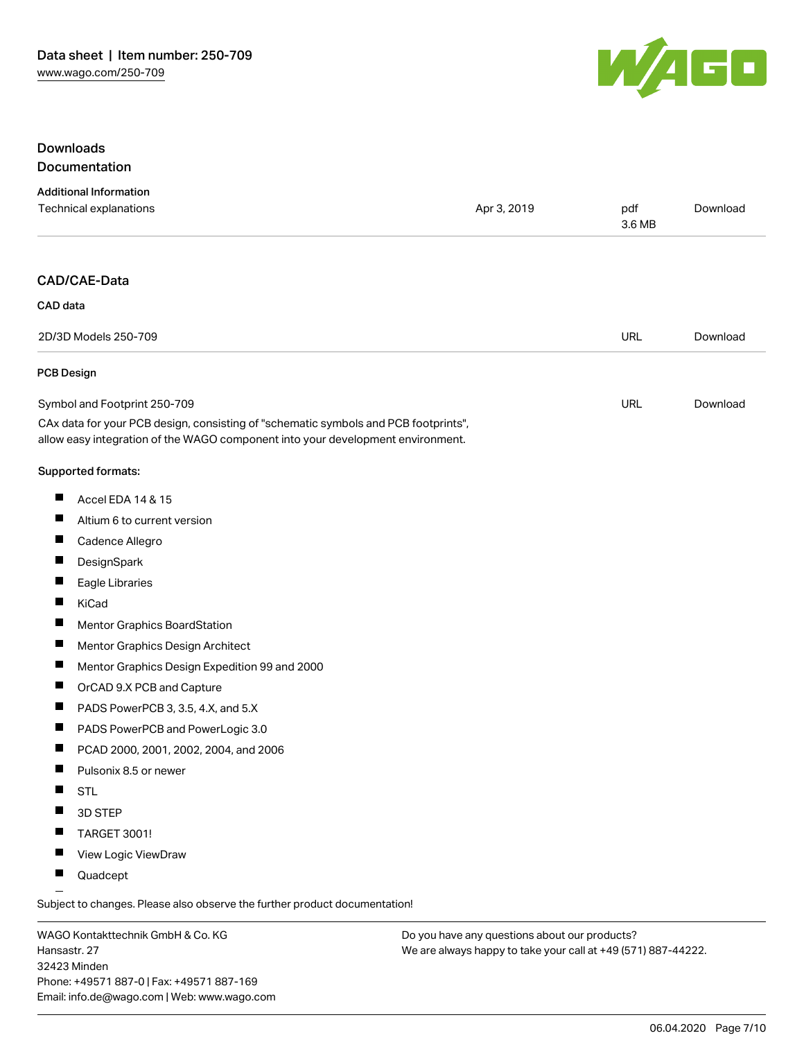## Downloads

### Documentation

**Additional Information**

| | | | |
|---|---|---|---|
| Technical explanations | Apr 3, 2019 | pdf 3.6 MB | Download |

### CAD/CAE-Data

**CAD data**

| | | |
|---|---|---|
| 2D/3D Models 250-709 | URL | Download |

**PCB Design**

| | | |
|---|---|---|
| Symbol and Footprint 250-709 | URL | Download |

CAx data for your PCB design, consisting of "schematic symbols and PCB footprints", allow easy integration of the WAGO component into your development environment.

**Supported formats:**

- Accel EDA 14 & 15
- Altium 6 to current version
- Cadence Allegro
- DesignSpark
- Eagle Libraries
- KiCad
- Mentor Graphics BoardStation
- Mentor Graphics Design Architect
- Mentor Graphics Design Expedition 99 and 2000
- OrCAD 9.X PCB and Capture
- PADS PowerPCB 3, 3.5, 4.X, and 5.X
- PADS PowerPCB and PowerLogic 3.0
- PCAD 2000, 2001, 2002, 2004, and 2006
- Pulsonix 8.5 or newer
- STL
- 3D STEP
- TARGET 3001!
- View Logic ViewDraw
- Quadcept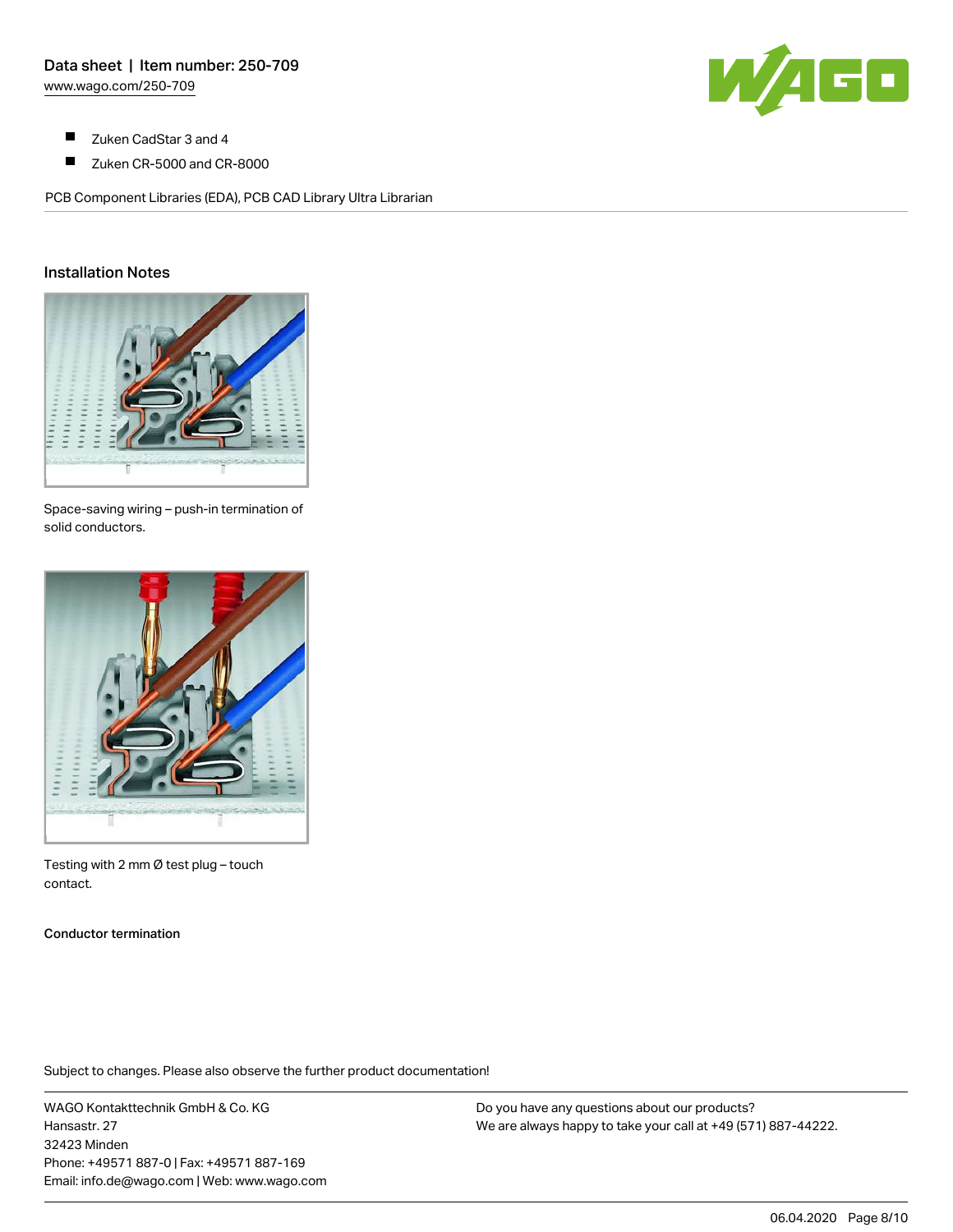- Zuken CadStar 3 and 4
- Zuken CR-5000 and CR-8000

PCB Component Libraries (EDA), PCB CAD Library Ultra Librarian

## Installation Notes

Space-saving wiring – push-in termination of solid conductors.

Testing with 2 mm Ø test plug – touch contact.

**Conductor termination**

Subject to changes. Please also observe the further product documentation!

WAGO Kontakttechnik GmbH & Co. KG
Hansastr. 27
32423 Minden
Phone: +49571 887-0 | Fax: +49571 887-169
Email: info.de@wago.com | Web: www.wago.com

Do you have any questions about our products?
We are always happy to take your call at +49 (571) 887-44222.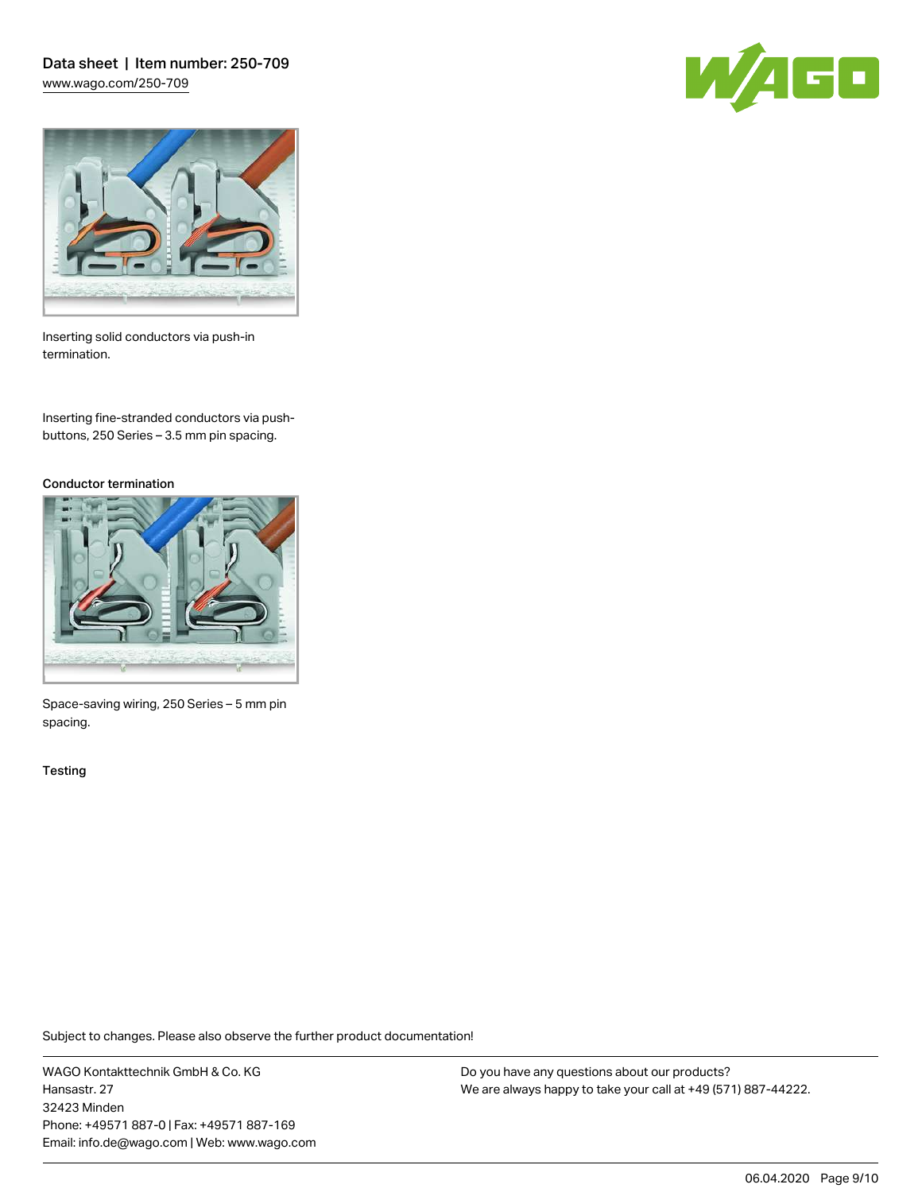Inserting solid conductors via push-in termination.

Inserting fine-stranded conductors via push-buttons, 250 Series – 3.5 mm pin spacing.

### Conductor termination

Space-saving wiring, 250 Series – 5 mm pin spacing.

### Testing

Subject to changes. Please also observe the further product documentation!

WAGO Kontakttechnik GmbH & Co. KG
Hansastr. 27
32423 Minden
Phone: +49571 887-0 | Fax: +49571 887-169
Email: info.de@wago.com | Web: www.wago.com

Do you have any questions about our products?
We are always happy to take your call at +49 (571) 887-44222.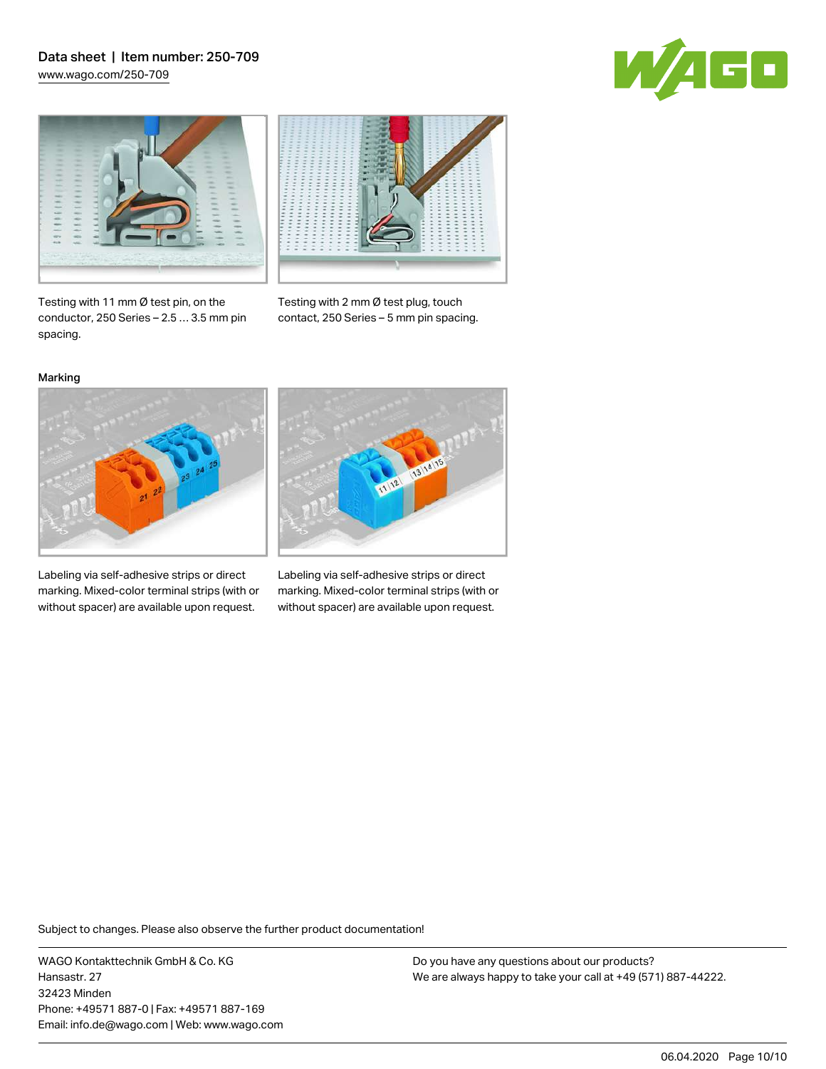Testing with 11 mm Ø test pin, on the conductor, 250 Series – 2.5 … 3.5 mm pin spacing.

Testing with 2 mm Ø test plug, touch contact, 250 Series – 5 mm pin spacing.

## Marking

Labeling via self-adhesive strips or direct marking. Mixed-color terminal strips (with or without spacer) are available upon request.

Labeling via self-adhesive strips or direct marking. Mixed-color terminal strips (with or without spacer) are available upon request.

Subject to changes. Please also observe the further product documentation!

WAGO Kontakttechnik GmbH & Co. KG
Hansastr. 27
32423 Minden
Phone: +49571 887-0 | Fax: +49571 887-169
Email: info.de@wago.com | Web: www.wago.com

Do you have any questions about our products?
We are always happy to take your call at +49 (571) 887-44222.